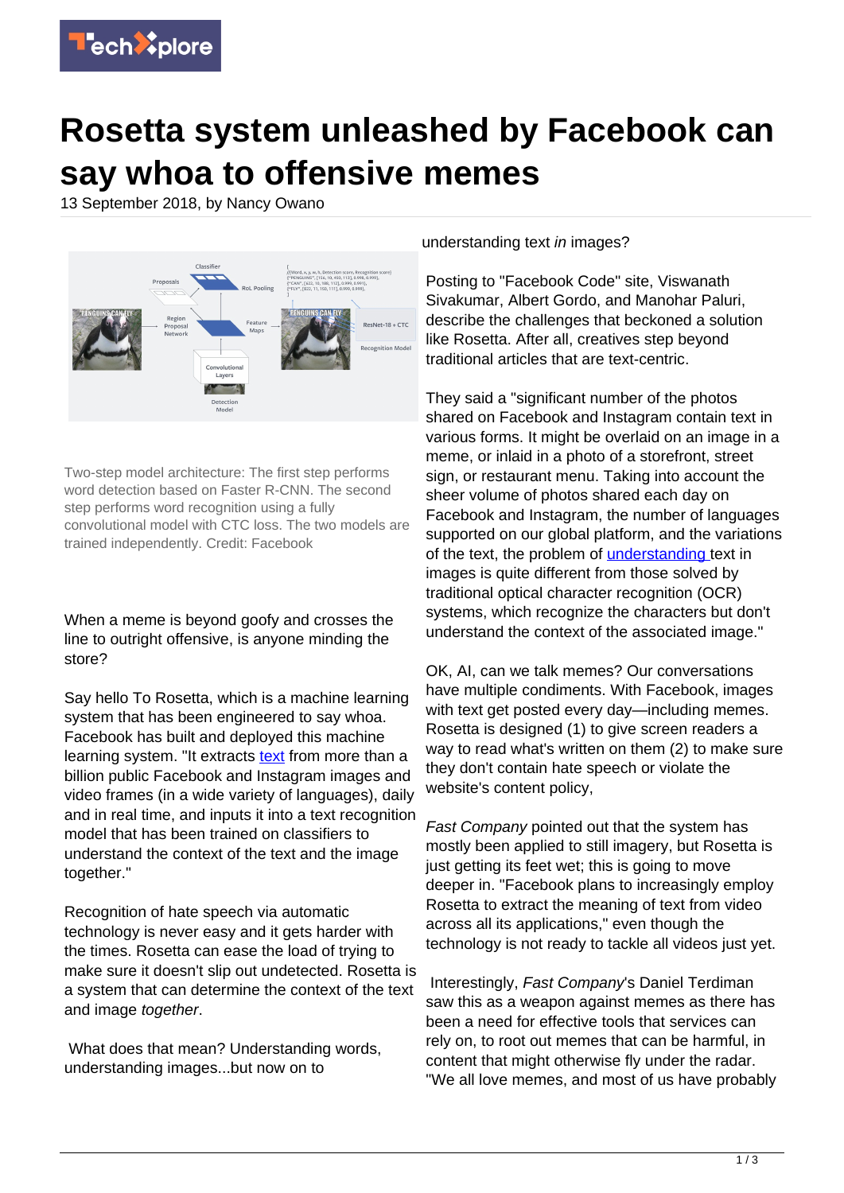# Rosetta system unleashed by Facebook can say whoa to offensive memes

13 September 2018, by Nancy Owano

Two-step model architecture: The first step performs word detection based on Faster R-CNN. The second step performs word recognition using a fully convolutional model with CTC loss. The two models are trained independently. Credit: Facebook

When a meme is beyond goofy and crosses the line to outright offensive, is anyone minding the store?

Say hello To Rosetta, which is a machine learning system that has been engineered to say whoa. Facebook has built and deployed this machine learning system. "It extracts text from more than a billion public Facebook and Instagram images and video frames (in a wide variety of languages), daily and in real time, and inputs it into a text recognition model that has been trained on classifiers to understand the context of the text and the image together."

Recognition of hate speech via automatic technology is never easy and it gets harder with the times. Rosetta can ease the load of trying to make sure it doesn't slip out undetected. Rosetta is a system that can determine the context of the text and image *together*.

What does that mean? Understanding words, understanding images...but now on to understanding text *in* images?

Posting to "Facebook Code" site, Viswanath Sivakumar, Albert Gordo, and Manohar Paluri, describe the challenges that beckoned a solution like Rosetta. After all, creatives step beyond traditional articles that are text-centric.

They said a "significant number of the photos shared on Facebook and Instagram contain text in various forms. It might be overlaid on an image in a meme, or inlaid in a photo of a storefront, street sign, or restaurant menu. Taking into account the sheer volume of photos shared each day on Facebook and Instagram, the number of languages supported on our global platform, and the variations of the text, the problem of understanding text in images is quite different from those solved by traditional optical character recognition (OCR) systems, which recognize the characters but don't understand the context of the associated image."

OK, AI, can we talk memes? Our conversations have multiple condiments. With Facebook, images with text get posted every day—including memes. Rosetta is designed (1) to give screen readers a way to read what's written on them (2) to make sure they don't contain hate speech or violate the website's content policy,

*Fast Company* pointed out that the system has mostly been applied to still imagery, but Rosetta is just getting its feet wet; this is going to move deeper in. "Facebook plans to increasingly employ Rosetta to extract the meaning of text from video across all its applications," even though the technology is not ready to tackle all videos just yet.

Interestingly, *Fast Company*'s Daniel Terdiman saw this as a weapon against memes as there has been a need for effective tools that services can rely on, to root out memes that can be harmful, in content that might otherwise fly under the radar. "We all love memes, and most of us have probably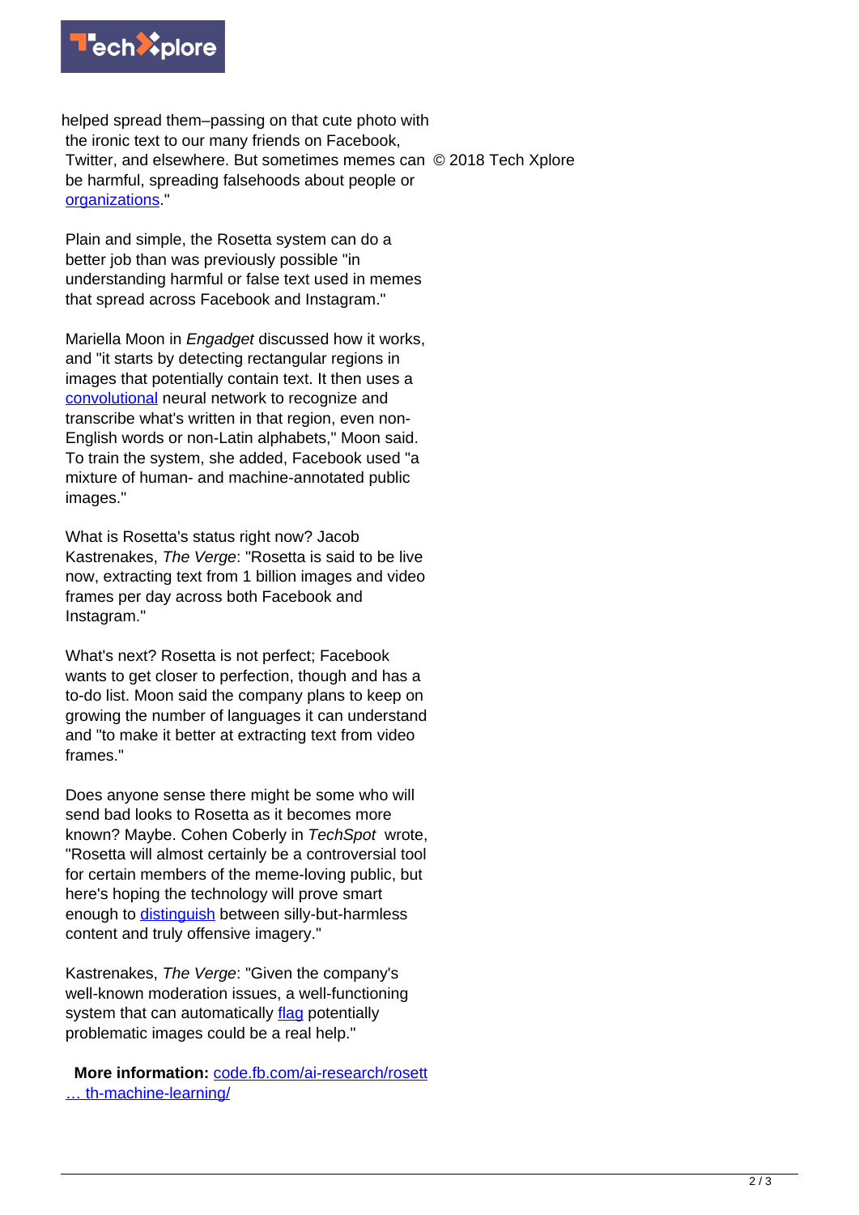helped spread them–passing on that cute photo with the ironic text to our many friends on Facebook, Twitter, and elsewhere. But sometimes memes can be harmful, spreading falsehoods about people or organizations."

Plain and simple, the Rosetta system can do a better job than was previously possible "in understanding harmful or false text used in memes that spread across Facebook and Instagram."

Mariella Moon in *Engadget* discussed how it works, and "it starts by detecting rectangular regions in images that potentially contain text. It then uses a convolutional neural network to recognize and transcribe what's written in that region, even non-English words or non-Latin alphabets," Moon said. To train the system, she added, Facebook used "a mixture of human- and machine-annotated public images."

What is Rosetta's status right now? Jacob Kastrenakes, *The Verge*: "Rosetta is said to be live now, extracting text from 1 billion images and video frames per day across both Facebook and Instagram."

What's next? Rosetta is not perfect; Facebook wants to get closer to perfection, though and has a to-do list. Moon said the company plans to keep on growing the number of languages it can understand and "to make it better at extracting text from video frames."

Does anyone sense there might be some who will send bad looks to Rosetta as it becomes more known? Maybe. Cohen Coberly in *TechSpot* wrote, "Rosetta will almost certainly be a controversial tool for certain members of the meme-loving public, but here's hoping the technology will prove smart enough to distinguish between silly-but-harmless content and truly offensive imagery."

Kastrenakes, *The Verge*: "Given the company's well-known moderation issues, a well-functioning system that can automatically flag potentially problematic images could be a real help."

**More information:** code.fb.com/ai-research/rosett … th-machine-learning/

© 2018 Tech Xplore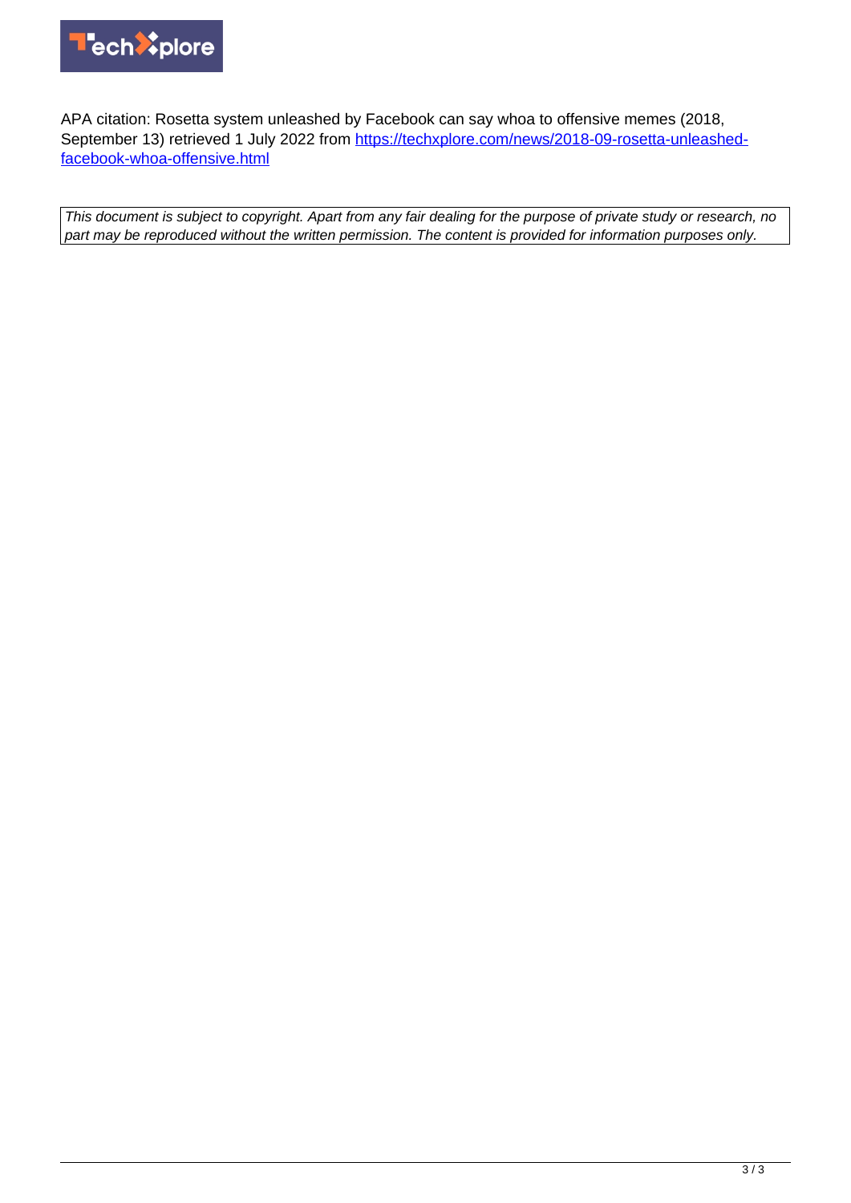APA citation: Rosetta system unleashed by Facebook can say whoa to offensive memes (2018, September 13) retrieved 1 July 2022 from [https://techxplore.com/news/2018-09-rosetta-unleashed-facebook-whoa-offensive.html](https://techxplore.com/news/2018-09-rosetta-unleashed-facebook-whoa-offensive.html)

*This document is subject to copyright. Apart from any fair dealing for the purpose of private study or research, no part may be reproduced without the written permission. The content is provided for information purposes only.*